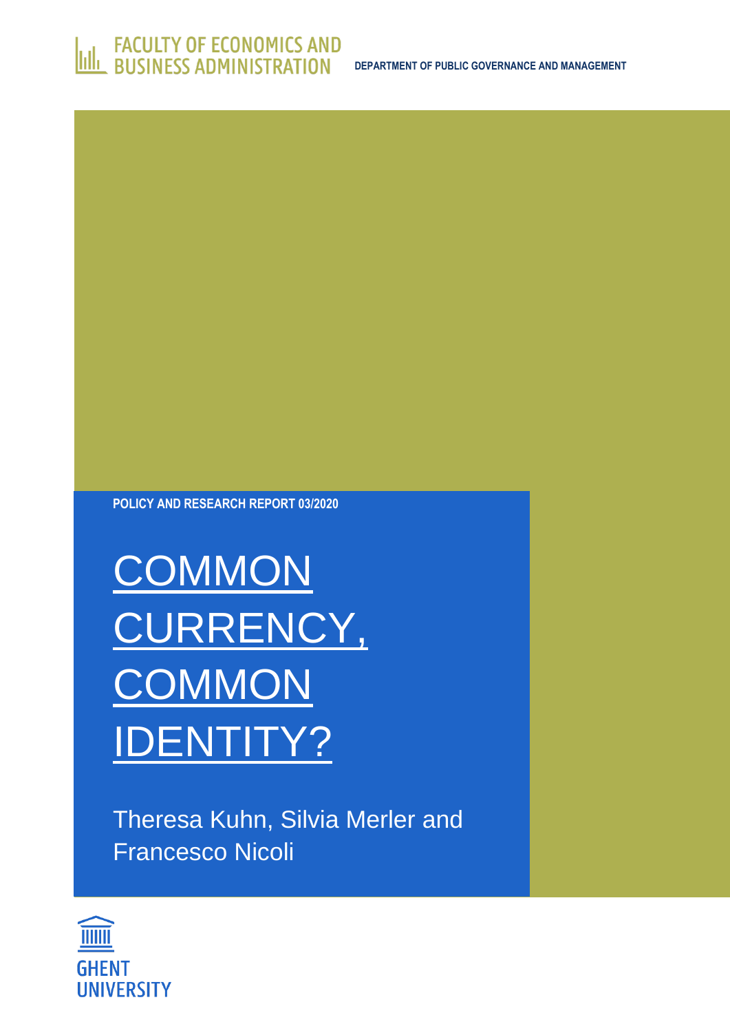FACULTY OF ECONOMICS AND BUSINESS ADMINISTRATION

DEPARTMENT OF PUBLIC GOVERNANCE AND MANAGEMENT

POLICY AND RESEARCH REPORT 03/2020

# COMMON CURRENCY, COMMON IDENTITY?

Theresa Kuhn, Silvia Merler and Francesco Nicoli

GHENT UNIVERSITY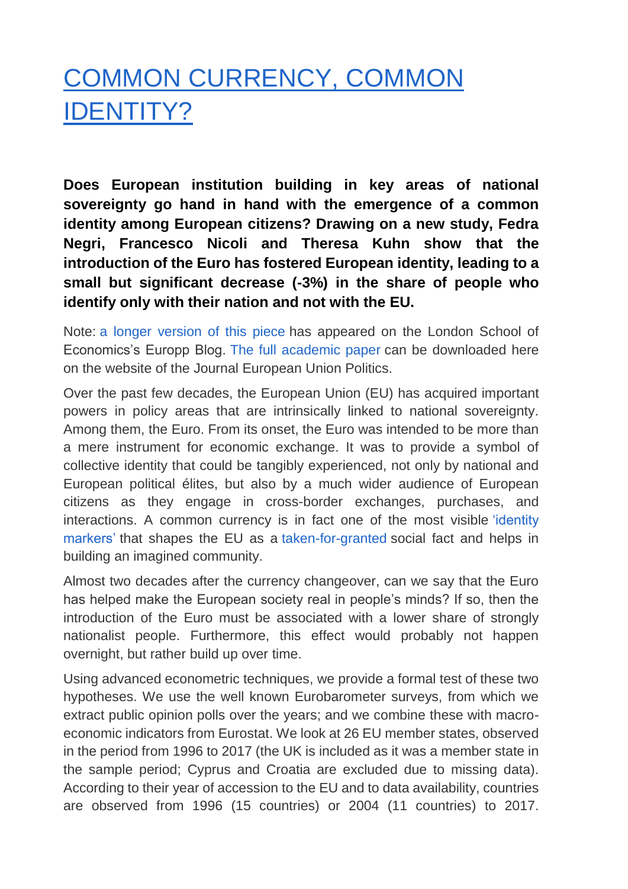# [COMMON CURRENCY, COMMON IDENTITY?]

**Does European institution building in key areas of national sovereignty go hand in hand with the emergence of a common identity among European citizens? Drawing on a new study, Fedra Negri, Francesco Nicoli and Theresa Kuhn show that the introduction of the Euro has fostered European identity, leading to a small but significant decrease (-3%) in the share of people who identify only with their nation and not with the EU.**

Note: a longer version of this piece has appeared on the London School of Economics's Europp Blog. The full academic paper can be downloaded here on the website of the Journal European Union Politics.

Over the past few decades, the European Union (EU) has acquired important powers in policy areas that are intrinsically linked to national sovereignty. Among them, the Euro. From its onset, the Euro was intended to be more than a mere instrument for economic exchange. It was to provide a symbol of collective identity that could be tangibly experienced, not only by national and European political élites, but also by a much wider audience of European citizens as they engage in cross-border exchanges, purchases, and interactions. A common currency is in fact one of the most visible 'identity markers' that shapes the EU as a taken-for-granted social fact and helps in building an imagined community.

Almost two decades after the currency changeover, can we say that the Euro has helped make the European society real in people's minds? If so, then the introduction of the Euro must be associated with a lower share of strongly nationalist people. Furthermore, this effect would probably not happen overnight, but rather build up over time.

Using advanced econometric techniques, we provide a formal test of these two hypotheses. We use the well known Eurobarometer surveys, from which we extract public opinion polls over the years; and we combine these with macro-economic indicators from Eurostat. We look at 26 EU member states, observed in the period from 1996 to 2017 (the UK is included as it was a member state in the sample period; Cyprus and Croatia are excluded due to missing data). According to their year of accession to the EU and to data availability, countries are observed from 1996 (15 countries) or 2004 (11 countries) to 2017.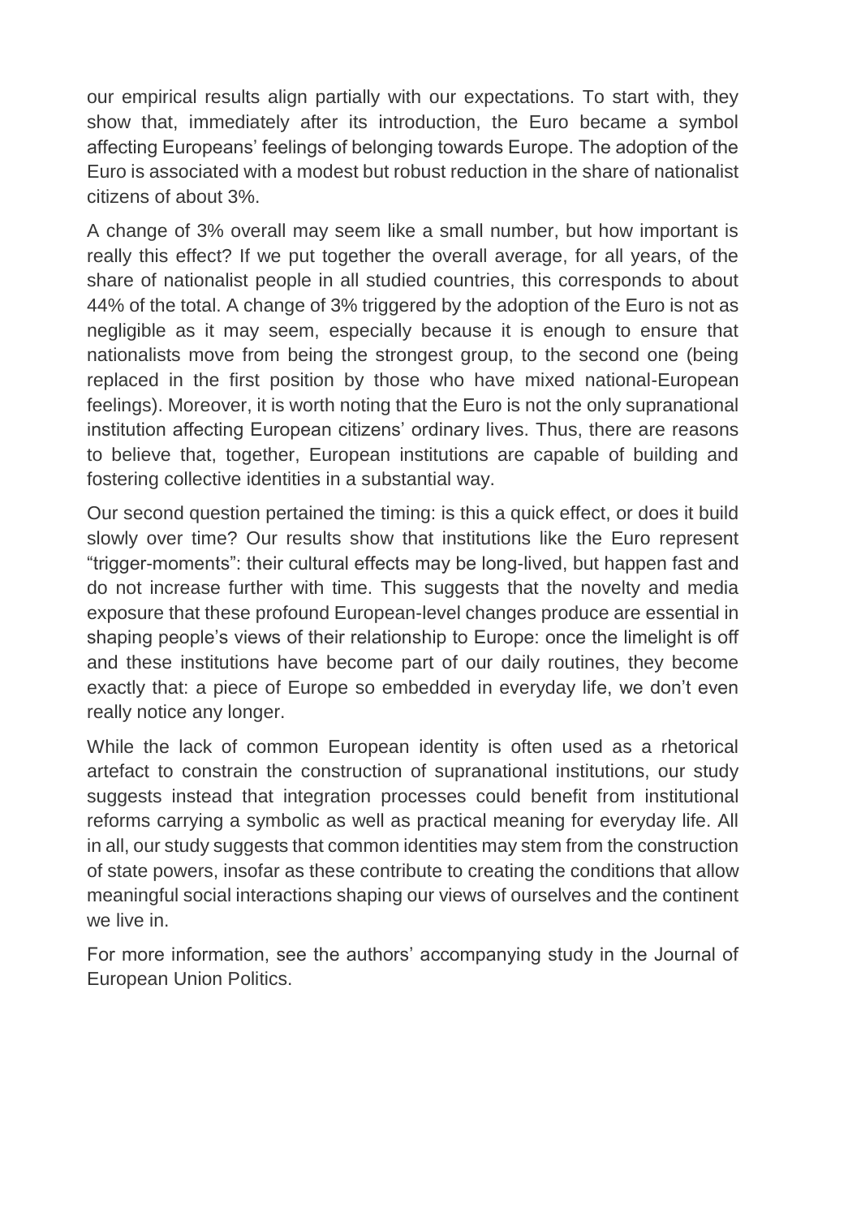our empirical results align partially with our expectations. To start with, they show that, immediately after its introduction, the Euro became a symbol affecting Europeans' feelings of belonging towards Europe. The adoption of the Euro is associated with a modest but robust reduction in the share of nationalist citizens of about 3%.

A change of 3% overall may seem like a small number, but how important is really this effect? If we put together the overall average, for all years, of the share of nationalist people in all studied countries, this corresponds to about 44% of the total. A change of 3% triggered by the adoption of the Euro is not as negligible as it may seem, especially because it is enough to ensure that nationalists move from being the strongest group, to the second one (being replaced in the first position by those who have mixed national-European feelings). Moreover, it is worth noting that the Euro is not the only supranational institution affecting European citizens' ordinary lives. Thus, there are reasons to believe that, together, European institutions are capable of building and fostering collective identities in a substantial way.

Our second question pertained the timing: is this a quick effect, or does it build slowly over time? Our results show that institutions like the Euro represent "trigger-moments": their cultural effects may be long-lived, but happen fast and do not increase further with time. This suggests that the novelty and media exposure that these profound European-level changes produce are essential in shaping people's views of their relationship to Europe: once the limelight is off and these institutions have become part of our daily routines, they become exactly that: a piece of Europe so embedded in everyday life, we don't even really notice any longer.

While the lack of common European identity is often used as a rhetorical artefact to constrain the construction of supranational institutions, our study suggests instead that integration processes could benefit from institutional reforms carrying a symbolic as well as practical meaning for everyday life. All in all, our study suggests that common identities may stem from the construction of state powers, insofar as these contribute to creating the conditions that allow meaningful social interactions shaping our views of ourselves and the continent we live in.

For more information, see the authors' accompanying study in the Journal of European Union Politics.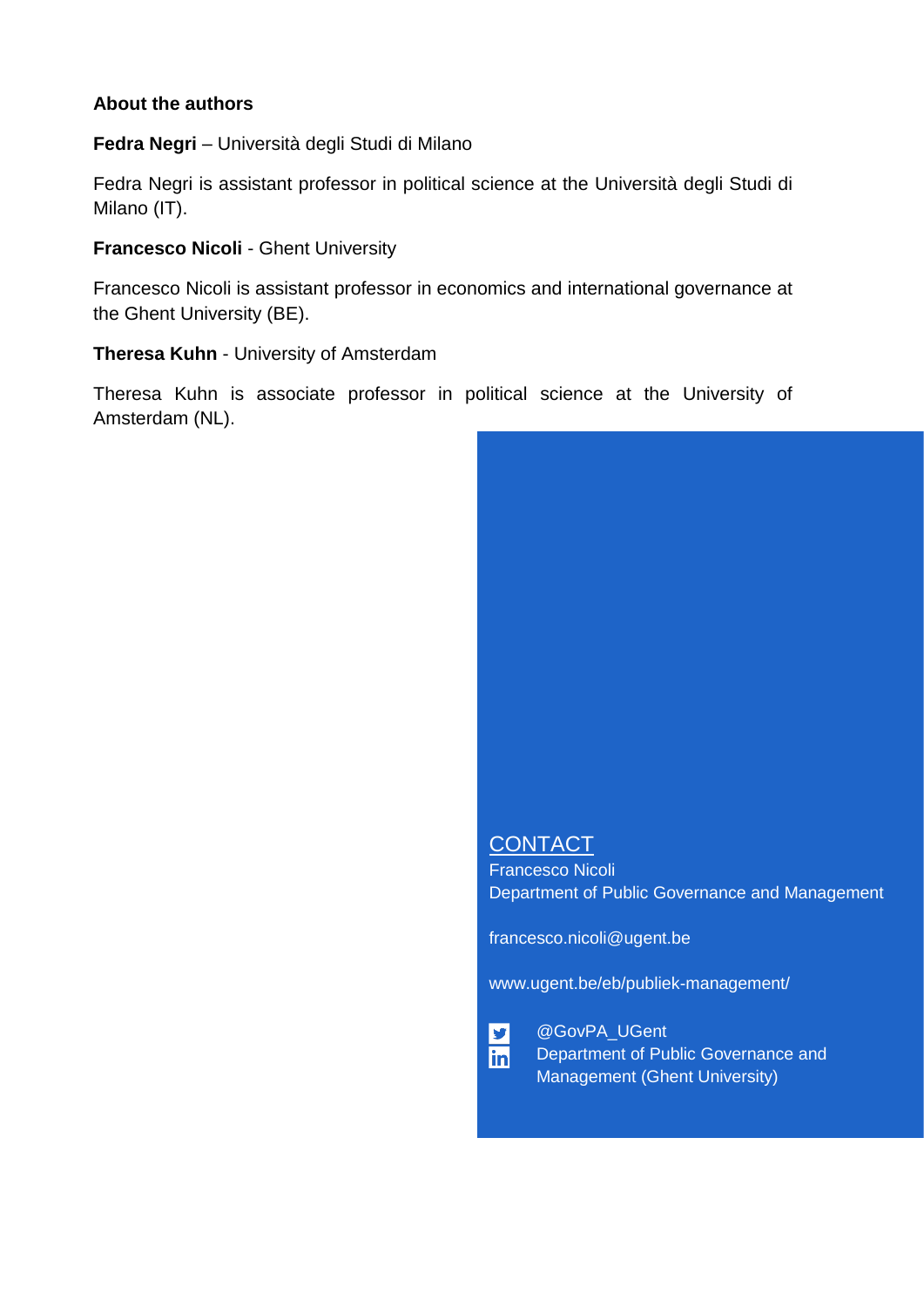**About the authors**

**Fedra Negri** – Università degli Studi di Milano

Fedra Negri is assistant professor in political science at the Università degli Studi di Milano (IT).

**Francesco Nicoli** - Ghent University

Francesco Nicoli is assistant professor in economics and international governance at the Ghent University (BE).

**Theresa Kuhn** - University of Amsterdam

Theresa Kuhn is associate professor in political science at the University of Amsterdam (NL).

CONTACT

Francesco Nicoli
Department of Public Governance and Management

francesco.nicoli@ugent.be

www.ugent.be/eb/publiek-management/

@GovPA_UGent
Department of Public Governance and Management (Ghent University)